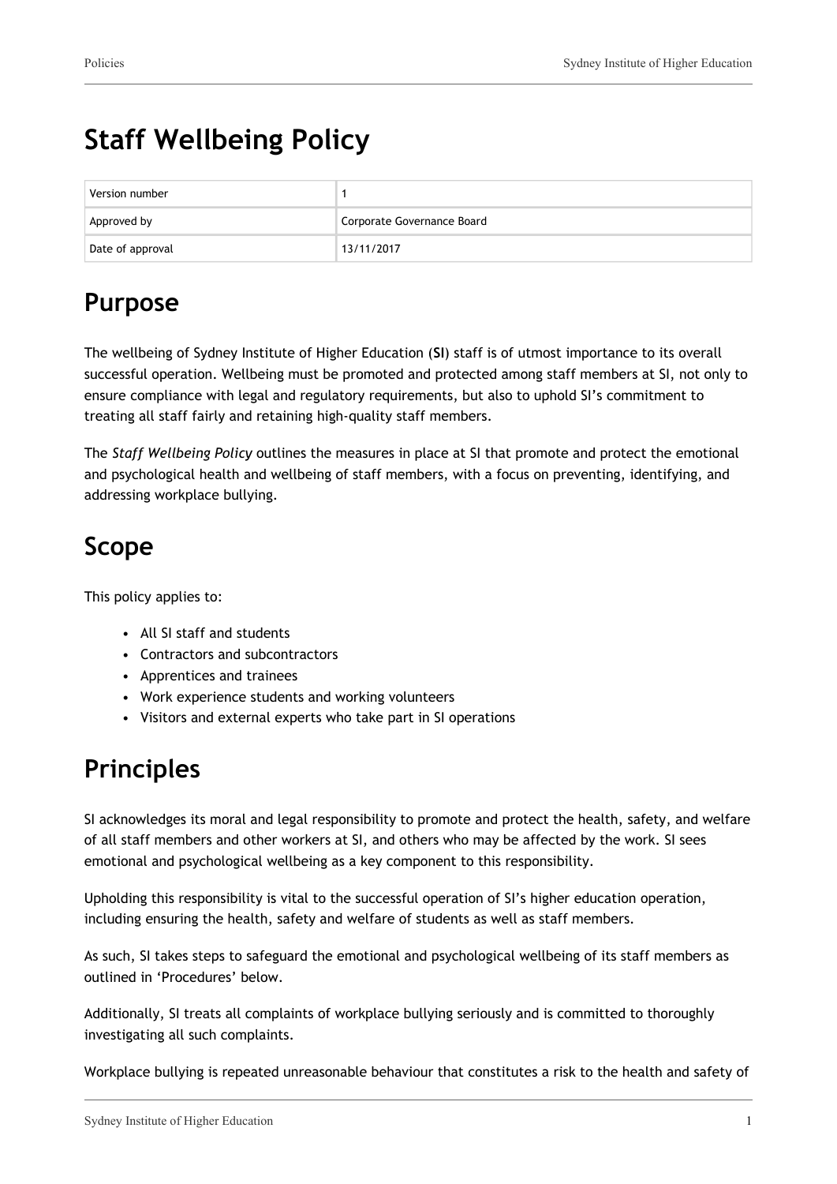# Staff Wellbeing Policy

| Version number | 1 |
| --- | --- |
| Approved by | Corporate Governance Board |
| Date of approval | 13/11/2017 |

## Purpose

The wellbeing of Sydney Institute of Higher Education (**SI**) staff is of utmost importance to its overall successful operation. Wellbeing must be promoted and protected among staff members at SI, not only to ensure compliance with legal and regulatory requirements, but also to uphold SI's commitment to treating all staff fairly and retaining high-quality staff members.

The *Staff Wellbeing Policy* outlines the measures in place at SI that promote and protect the emotional and psychological health and wellbeing of staff members, with a focus on preventing, identifying, and addressing workplace bullying.

## Scope

This policy applies to:

- All SI staff and students
- Contractors and subcontractors
- Apprentices and trainees
- Work experience students and working volunteers
- Visitors and external experts who take part in SI operations

## Principles

SI acknowledges its moral and legal responsibility to promote and protect the health, safety, and welfare of all staff members and other workers at SI, and others who may be affected by the work. SI sees emotional and psychological wellbeing as a key component to this responsibility.

Upholding this responsibility is vital to the successful operation of SI's higher education operation, including ensuring the health, safety and welfare of students as well as staff members.

As such, SI takes steps to safeguard the emotional and psychological wellbeing of its staff members as outlined in 'Procedures' below.

Additionally, SI treats all complaints of workplace bullying seriously and is committed to thoroughly investigating all such complaints.

Workplace bullying is repeated unreasonable behaviour that constitutes a risk to the health and safety of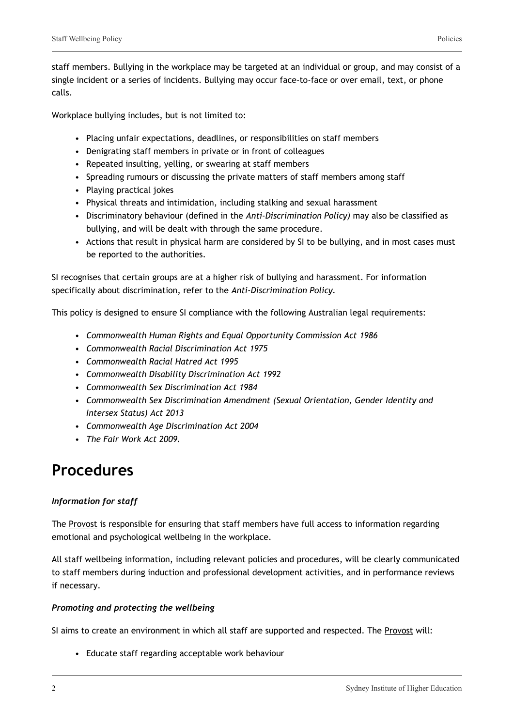staff members. Bullying in the workplace may be targeted at an individual or group, and may consist of a single incident or a series of incidents. Bullying may occur face-to-face or over email, text, or phone calls.

Workplace bullying includes, but is not limited to:

- Placing unfair expectations, deadlines, or responsibilities on staff members
- Denigrating staff members in private or in front of colleagues
- Repeated insulting, yelling, or swearing at staff members
- Spreading rumours or discussing the private matters of staff members among staff
- Playing practical jokes
- Physical threats and intimidation, including stalking and sexual harassment
- Discriminatory behaviour (defined in the *Anti-Discrimination Policy)* may also be classified as bullying, and will be dealt with through the same procedure.
- Actions that result in physical harm are considered by SI to be bullying, and in most cases must be reported to the authorities.

SI recognises that certain groups are at a higher risk of bullying and harassment. For information specifically about discrimination, refer to the *Anti-Discrimination Policy.*

This policy is designed to ensure SI compliance with the following Australian legal requirements:

- *Commonwealth Human Rights and Equal Opportunity Commission Act 1986*
- *Commonwealth Racial Discrimination Act 1975*
- *Commonwealth Racial Hatred Act 1995*
- *Commonwealth Disability Discrimination Act 1992*
- *Commonwealth Sex Discrimination Act 1984*
- *Commonwealth Sex Discrimination Amendment (Sexual Orientation, Gender Identity and Intersex Status) Act 2013*
- *Commonwealth Age Discrimination Act 2004*
- *The Fair Work Act 2009.*

# Procedures

***Information for staff***

The Provost is responsible for ensuring that staff members have full access to information regarding emotional and psychological wellbeing in the workplace.

All staff wellbeing information, including relevant policies and procedures, will be clearly communicated to staff members during induction and professional development activities, and in performance reviews if necessary.

***Promoting and protecting the wellbeing***

SI aims to create an environment in which all staff are supported and respected. The Provost will:

- Educate staff regarding acceptable work behaviour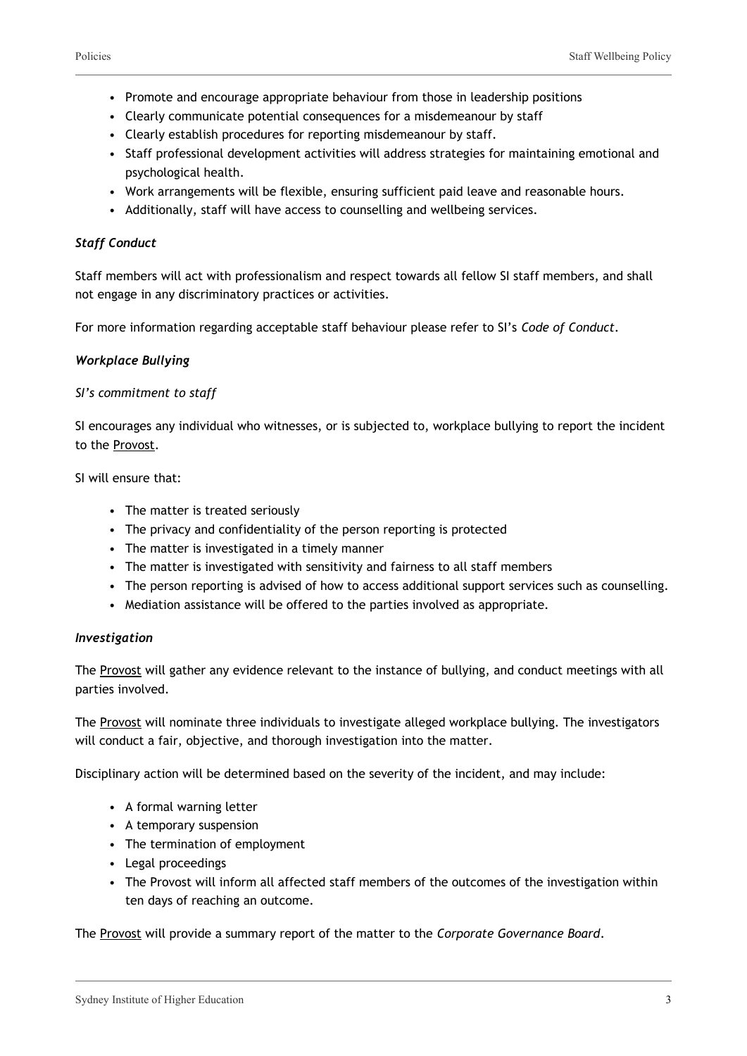- Promote and encourage appropriate behaviour from those in leadership positions
- Clearly communicate potential consequences for a misdemeanour by staff
- Clearly establish procedures for reporting misdemeanour by staff.
- Staff professional development activities will address strategies for maintaining emotional and psychological health.
- Work arrangements will be flexible, ensuring sufficient paid leave and reasonable hours.
- Additionally, staff will have access to counselling and wellbeing services.

***Staff Conduct***

Staff members will act with professionalism and respect towards all fellow SI staff members, and shall not engage in any discriminatory practices or activities.

For more information regarding acceptable staff behaviour please refer to SI's *Code of Conduct*.

***Workplace Bullying***

*SI's commitment to staff*

SI encourages any individual who witnesses, or is subjected to, workplace bullying to report the incident to the Provost.

SI will ensure that:

- The matter is treated seriously
- The privacy and confidentiality of the person reporting is protected
- The matter is investigated in a timely manner
- The matter is investigated with sensitivity and fairness to all staff members
- The person reporting is advised of how to access additional support services such as counselling.
- Mediation assistance will be offered to the parties involved as appropriate.

***Investigation***

The Provost will gather any evidence relevant to the instance of bullying, and conduct meetings with all parties involved.

The Provost will nominate three individuals to investigate alleged workplace bullying. The investigators will conduct a fair, objective, and thorough investigation into the matter.

Disciplinary action will be determined based on the severity of the incident, and may include:

- A formal warning letter
- A temporary suspension
- The termination of employment
- Legal proceedings
- The Provost will inform all affected staff members of the outcomes of the investigation within ten days of reaching an outcome.

The Provost will provide a summary report of the matter to the *Corporate Governance Board*.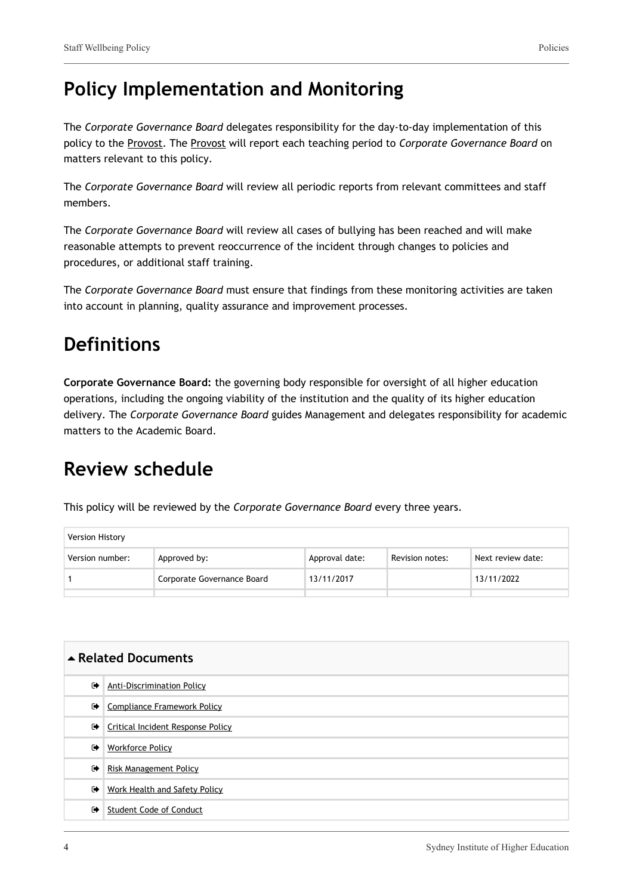## Policy Implementation and Monitoring

The *Corporate Governance Board* delegates responsibility for the day-to-day implementation of this policy to the Provost. The Provost will report each teaching period to *Corporate Governance Board* on matters relevant to this policy.

The *Corporate Governance Board* will review all periodic reports from relevant committees and staff members.

The *Corporate Governance Board* will review all cases of bullying has been reached and will make reasonable attempts to prevent reoccurrence of the incident through changes to policies and procedures, or additional staff training.

The *Corporate Governance Board* must ensure that findings from these monitoring activities are taken into account in planning, quality assurance and improvement processes.

## Definitions

**Corporate Governance Board:** the governing body responsible for oversight of all higher education operations, including the ongoing viability of the institution and the quality of its higher education delivery. The *Corporate Governance Board* guides Management and delegates responsibility for academic matters to the Academic Board.

## Review schedule

This policy will be reviewed by the *Corporate Governance Board* every three years.

| Version History | | | | |
|---|---|---|---|---|
| Version number: | Approved by: | Approval date: | Revision notes: | Next review date: |
| 1 | Corporate Governance Board | 13/11/2017 | | 13/11/2022 |
| | | | | |

### Related Documents

- Anti-Discrimination Policy
- Compliance Framework Policy
- Critical Incident Response Policy
- Workforce Policy
- Risk Management Policy
- Work Health and Safety Policy
- Student Code of Conduct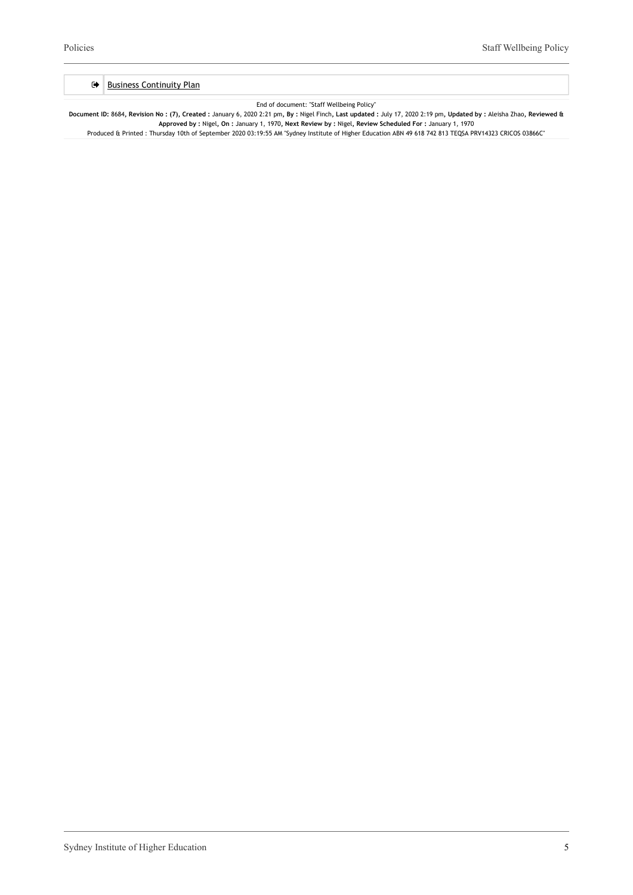| | |
|---|---|
| ➡ | Business Continuity Plan |

End of document: "Staff Wellbeing Policy"

**Document ID:** 8684, **Revision No : (7), Created :** January 6, 2020 2:21 pm, **By :** Nigel Finch, **Last updated :** July 17, 2020 2:19 pm, **Updated by :** Aleisha Zhao, **Reviewed & Approved by :** Nigel, **On :** January 1, 1970, **Next Review by :** Nigel, **Review Scheduled For :** January 1, 1970

Produced & Printed : Thursday 10th of September 2020 03:19:55 AM "Sydney Institute of Higher Education ABN 49 618 742 813 TEQSA PRV14323 CRICOS 03866C"